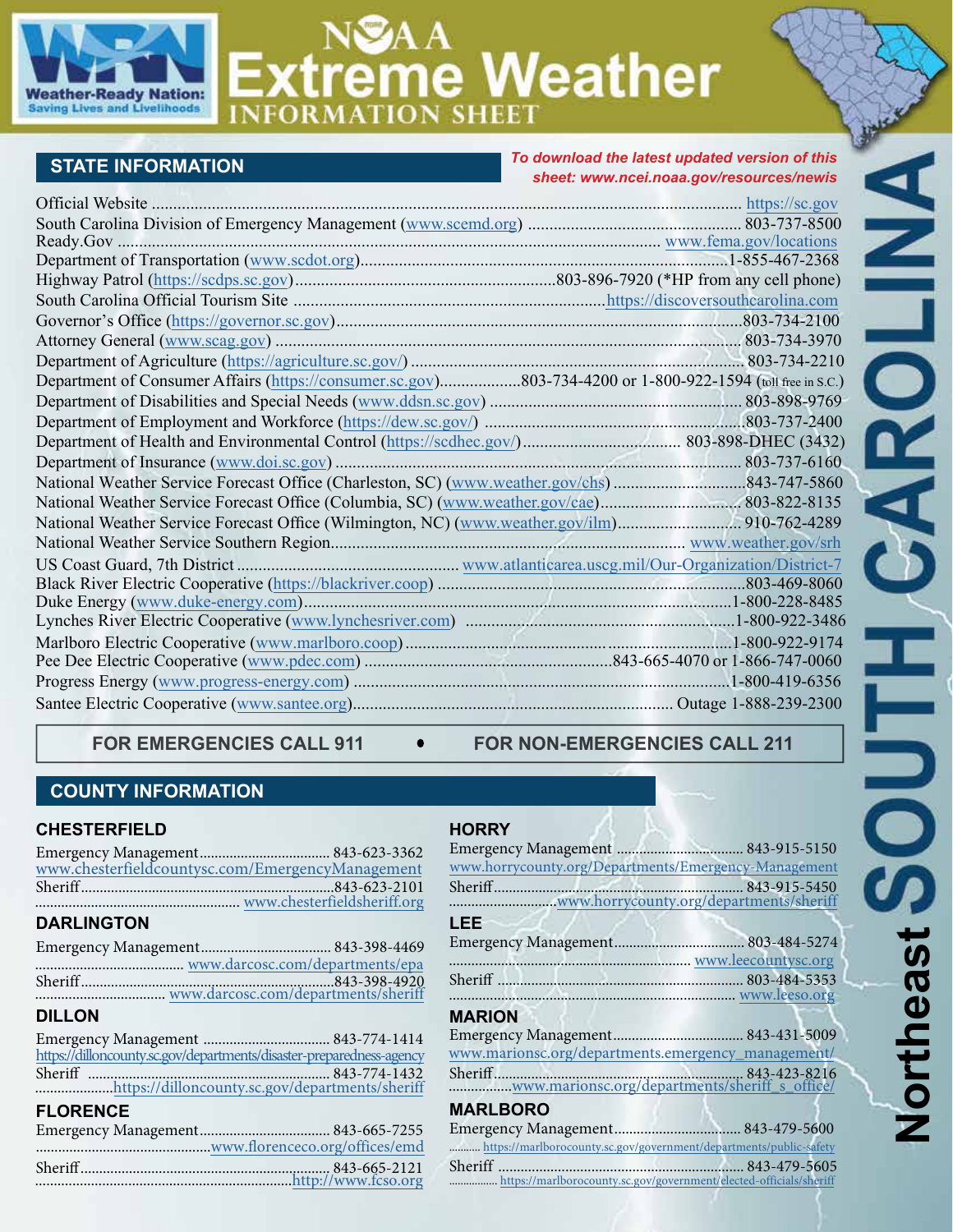# NOAA Extreme Weather Information Sheet

Weather-Ready Nation: Saving Lives and Livelihoods

# SOUTH CAROLINA

## Northeast

## STATE INFORMATION

*To download the latest updated version of this sheet: www.ncei.noaa.gov/resources/newis*

- Official Website ... https://sc.gov
- South Carolina Division of Emergency Management (www.scemd.org) ... 803-737-8500
- Ready.Gov ... www.fema.gov/locations
- Department of Transportation (www.scdot.org) ... 1-855-467-2368
- Highway Patrol (https://scdps.sc.gov) ... 803-896-7920 (*HP from any cell phone)
- South Carolina Official Tourism Site ... https://discoversouthcarolina.com
- Governor's Office (https://governor.sc.gov) ... 803-734-2100
- Attorney General (www.scag.gov) ... 803-734-3970
- Department of Agriculture (https://agriculture.sc.gov/) ... 803-734-2210
- Department of Consumer Affairs (https://consumer.sc.gov) ... 803-734-4200 or 1-800-922-1594 (toll free in S.C.)
- Department of Disabilities and Special Needs (www.ddsn.sc.gov) ... 803-898-9769
- Department of Employment and Workforce (https://dew.sc.gov/) ... 803-737-2400
- Department of Health and Environmental Control (https://scdhec.gov/) ... 803-898-DHEC (3432)
- Department of Insurance (www.doi.sc.gov) ... 803-737-6160
- National Weather Service Forecast Office (Charleston, SC) (www.weather.gov/chs) ... 843-747-5860
- National Weather Service Forecast Office (Columbia, SC) (www.weather.gov/cae) ... 803-822-8135
- National Weather Service Forecast Office (Wilmington, NC) (www.weather.gov/ilm) ... 910-762-4289
- National Weather Service Southern Region ... www.weather.gov/srh
- US Coast Guard, 7th District ... www.atlanticarea.uscg.mil/Our-Organization/District-7
- Black River Electric Cooperative (https://blackriver.coop) ... 803-469-8060
- Duke Energy (www.duke-energy.com) ... 1-800-228-8485
- Lynches River Electric Cooperative (www.lynchesriver.com) ... 1-800-922-3486
- Marlboro Electric Cooperative (www.marlboro.coop) ... 1-800-922-9174
- Pee Dee Electric Cooperative (www.pdec.com) ... 843-665-4070 or 1-866-747-0060
- Progress Energy (www.progress-energy.com) ... 1-800-419-6356
- Santee Electric Cooperative (www.santee.org) ... Outage 1-888-239-2300

**FOR EMERGENCIES CALL 911 • FOR NON-EMERGENCIES CALL 211**

## COUNTY INFORMATION

### CHESTERFIELD

- Emergency Management ... 843-623-3362
  www.chesterfieldcountysc.com/EmergencyManagement
- Sheriff ... 843-623-2101
  www.chesterfieldsheriff.org

### DARLINGTON

- Emergency Management ... 843-398-4469
  www.darcosc.com/departments/epa
- Sheriff ... 843-398-4920
  www.darcosc.com/departments/sheriff

### DILLON

- Emergency Management ... 843-774-1414
  https://dilloncounty.sc.gov/departments/disaster-preparedness-agency
- Sheriff ... 843-774-1432
  https://dilloncounty.sc.gov/departments/sheriff

### FLORENCE

- Emergency Management ... 843-665-7255
  www.florenceco.org/offices/emd
- Sheriff ... 843-665-2121
  http://www.fcso.org

### HORRY

- Emergency Management ... 843-915-5150
  www.horrycounty.org/Departments/Emergency-Management
- Sheriff ... 843-915-5450
  www.horrycounty.org/departments/sheriff

### LEE

- Emergency Management ... 803-484-5274
  www.leecountysc.org
- Sheriff ... 803-484-5353
  www.leeso.org

### MARION

- Emergency Management ... 843-431-5009
  www.marionsc.org/departments.emergency_management/
- Sheriff ... 843-423-8216
  www.marionsc.org/departments/sheriff_s_office/

### MARLBORO

- Emergency Management ... 843-479-5600
  https://marlborocounty.sc.gov/government/departments/public-safety
- Sheriff ... 843-479-5605
  https://marlborocounty.sc.gov/government/elected-officials/sheriff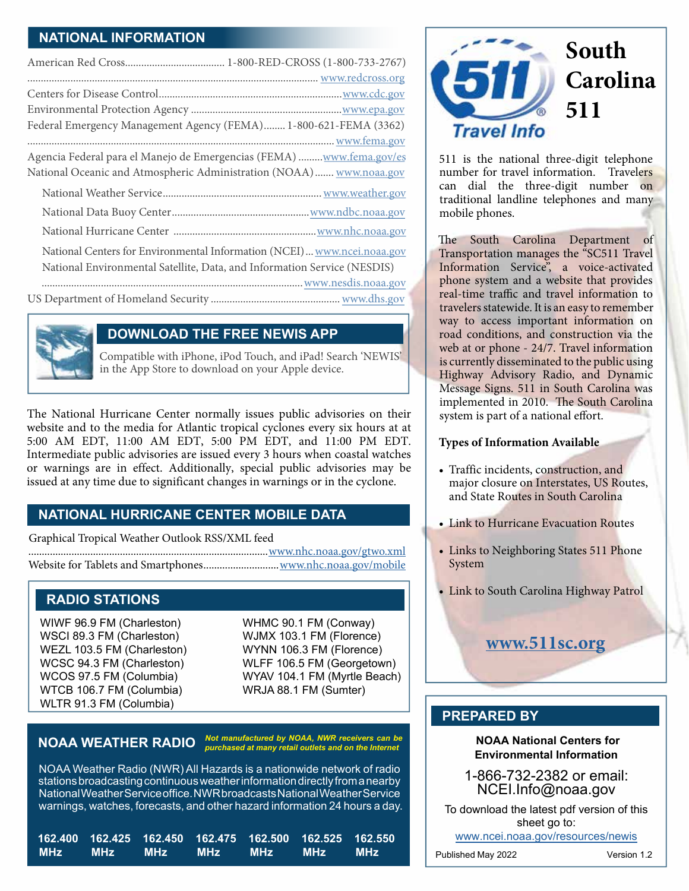## NATIONAL INFORMATION

American Red Cross..................................... 1-800-RED-CROSS (1-800-733-2767)
.......................................................................................................... www.redcross.org
Centers for Disease Control.................................................................www.cdc.gov
Environmental Protection Agency ......................................................www.epa.gov
Federal Emergency Management Agency (FEMA)........ 1-800-621-FEMA (3362)
.......................................................................................................... www.fema.gov
Agencia Federal para el Manejo de Emergencias (FEMA) .........www.fema.gov/es
National Oceanic and Atmospheric Administration (NOAA)....... www.noaa.gov

National Weather Service........................................................... www.weather.gov
National Data Buoy Center...................................................www.ndbc.noaa.gov
National Hurricane Center .....................................................www.nhc.noaa.gov
National Centers for Environmental Information (NCEI)... www.ncei.noaa.gov
National Environmental Satellite, Data, and Information Service (NESDIS)
.................................................................................................www.nesdis.noaa.gov

US Department of Homeland Security ................................................ www.dhs.gov

## DOWNLOAD THE FREE NEWIS APP

Compatible with iPhone, iPod Touch, and iPad! Search 'NEWIS' in the App Store to download on your Apple device.

The National Hurricane Center normally issues public advisories on their website and to the media for Atlantic tropical cyclones every six hours at at 5:00 AM EDT, 11:00 AM EDT, 5:00 PM EDT, and 11:00 PM EDT. Intermediate public advisories are issued every 3 hours when coastal watches or warnings are in effect. Additionally, special public advisories may be issued at any time due to significant changes in warnings or in the cyclone.

## NATIONAL HURRICANE CENTER MOBILE DATA

Graphical Tropical Weather Outlook RSS/XML feed
.........................................................................................www.nhc.noaa.gov/gtwo.xml
Website for Tablets and Smartphones............................www.nhc.noaa.gov/mobile

## RADIO STATIONS

WIWF 96.9 FM (Charleston)
WSCI 89.3 FM (Charleston)
WEZL 103.5 FM (Charleston)
WCSC 94.3 FM (Charleston)
WCOS 97.5 FM (Columbia)
WTCB 106.7 FM (Columbia)
WLTR 91.3 FM (Columbia)
WHMC 90.1 FM (Conway)
WJMX 103.1 FM (Florence)
WYNN 106.3 FM (Florence)
WLFF 106.5 FM (Georgetown)
WYAV 104.1 FM (Myrtle Beach)
WRJA 88.1 FM (Sumter)

## NOAA WEATHER RADIO

*Not manufactured by NOAA, NWR receivers can be purchased at many retail outlets and on the Internet*

NOAA Weather Radio (NWR) All Hazards is a nationwide network of radio stations broadcasting continuous weather information directly from a nearby National Weather Service office. NWR broadcasts National Weather Service warnings, watches, forecasts, and other hazard information 24 hours a day.

**162.400 MHz   162.425 MHz   162.450 MHz   162.475 MHz   162.500 MHz   162.525 MHz   162.550 MHz**

# South Carolina 511

511 Travel Info

511 is the national three-digit telephone number for travel information. Travelers can dial the three-digit number on traditional landline telephones and many mobile phones.

The South Carolina Department of Transportation manages the "SC511 Travel Information Service", a voice-activated phone system and a website that provides real-time traffic and travel information to travelers statewide. It is an easy to remember way to access important information on road conditions, and construction via the web at or phone - 24/7. Travel information is currently disseminated to the public using Highway Advisory Radio, and Dynamic Message Signs. 511 in South Carolina was implemented in 2010. The South Carolina system is part of a national effort.

**Types of Information Available**

- Traffic incidents, construction, and major closure on Interstates, US Routes, and State Routes in South Carolina
- Link to Hurricane Evacuation Routes
- Links to Neighboring States 511 Phone System
- Link to South Carolina Highway Patrol

**www.511sc.org**

## PREPARED BY

**NOAA National Centers for Environmental Information**

1-866-732-2382 or email: NCEI.Info@noaa.gov

To download the latest pdf version of this sheet go to:
www.ncei.noaa.gov/resources/newis

Published May 2022   Version 1.2